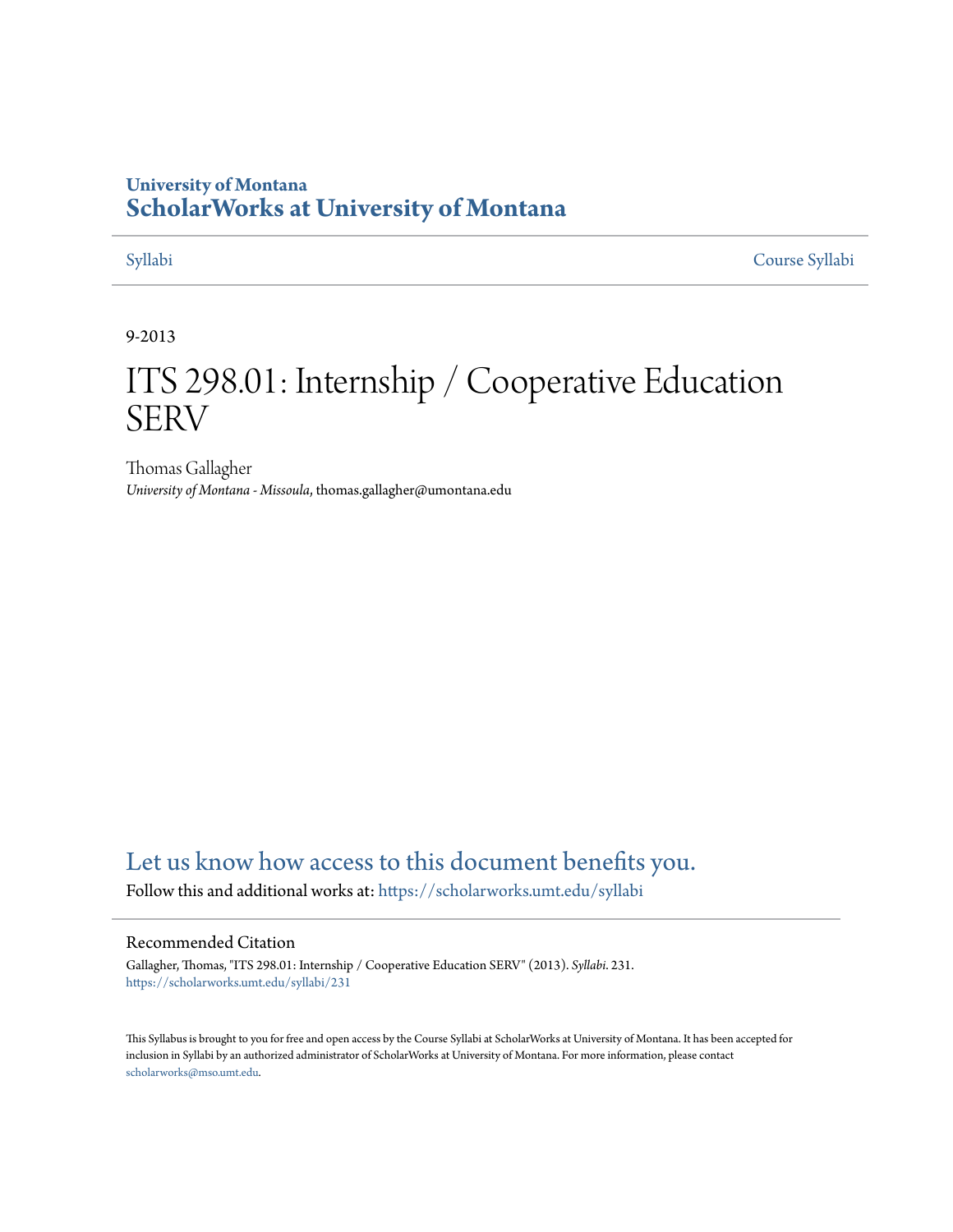University of Montana

# ScholarWorks at University of Montana

Syllabi | Course Syllabi

9-2013

# ITS 298.01: Internship / Cooperative Education SERV

Thomas Gallagher

*University of Montana - Missoula*, thomas.gallagher@umontana.edu

## Let us know how access to this document benefits you.

Follow this and additional works at: https://scholarworks.umt.edu/syllabi

### Recommended Citation

Gallagher, Thomas, "ITS 298.01: Internship / Cooperative Education SERV" (2013). *Syllabi*. 231.
https://scholarworks.umt.edu/syllabi/231

This Syllabus is brought to you for free and open access by the Course Syllabi at ScholarWorks at University of Montana. It has been accepted for inclusion in Syllabi by an authorized administrator of ScholarWorks at University of Montana. For more information, please contact scholarworks@mso.umt.edu.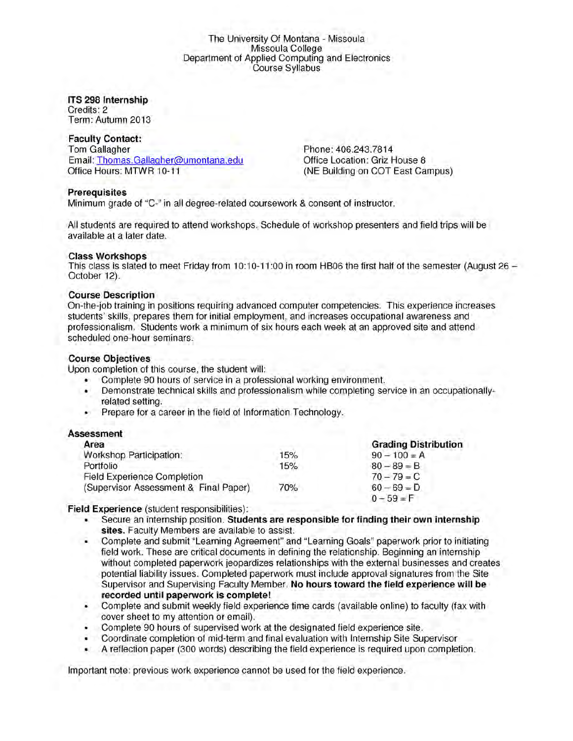The University Of Montana - Missoula
Missoula College
Department of Applied Computing and Electronics
Course Syllabus

**ITS 298 Internship**
Credits: 2
Term: Autumn 2013

**Faculty Contact:**
Tom Gallagher
Email: Thomas.Gallagher@umontana.edu
Office Hours: MTWR 10-11

Phone: 406.243.7814
Office Location: Griz House 8
(NE Building on COT East Campus)

**Prerequisites**
Minimum grade of "C-" in all degree-related coursework & consent of instructor.

All students are required to attend workshops. Schedule of workshop presenters and field trips will be available at a later date.

**Class Workshops**
This class is slated to meet Friday from 10:10-11:00 in room HB06 the first half of the semester (August 26 – October 12).

**Course Description**
On-the-job training in positions requiring advanced computer competencies. This experience increases students' skills, prepares them for initial employment, and increases occupational awareness and professionalism. Students work a minimum of six hours each week at an approved site and attend scheduled one-hour seminars.

**Course Objectives**
Upon completion of this course, the student will:

- Complete 90 hours of service in a professional working environment.
- Demonstrate technical skills and professionalism while completing service in an occupationally-related setting.
- Prepare for a career in the field of Information Technology.

**Assessment**

| Area | | Grading Distribution |
|---|---|---|
| Workshop Participation: | 15% | 90 – 100 = A |
| Portfolio | 15% | 80 – 89 = B |
| Field Experience Completion | | 70 – 79 = C |
| (Supervisor Assessment & Final Paper) | 70% | 60 – 69 = D |
| | | 0 – 59 = F |

**Field Experience** (student responsibilities):

- Secure an internship position. **Students are responsible for finding their own internship sites.** Faculty Members are available to assist.
- Complete and submit "Learning Agreement" and "Learning Goals" paperwork prior to initiating field work. These are critical documents in defining the relationship. Beginning an internship without completed paperwork jeopardizes relationships with the external businesses and creates potential liability issues. Completed paperwork must include approval signatures from the Site Supervisor and Supervising Faculty Member. **No hours toward the field experience will be recorded until paperwork is complete!**
- Complete and submit weekly field experience time cards (available online) to faculty (fax with cover sheet to my attention or email).
- Complete 90 hours of supervised work at the designated field experience site.
- Coordinate completion of mid-term and final evaluation with Internship Site Supervisor
- A reflection paper (300 words) describing the field experience is required upon completion.

Important note: previous work experience cannot be used for the field experience.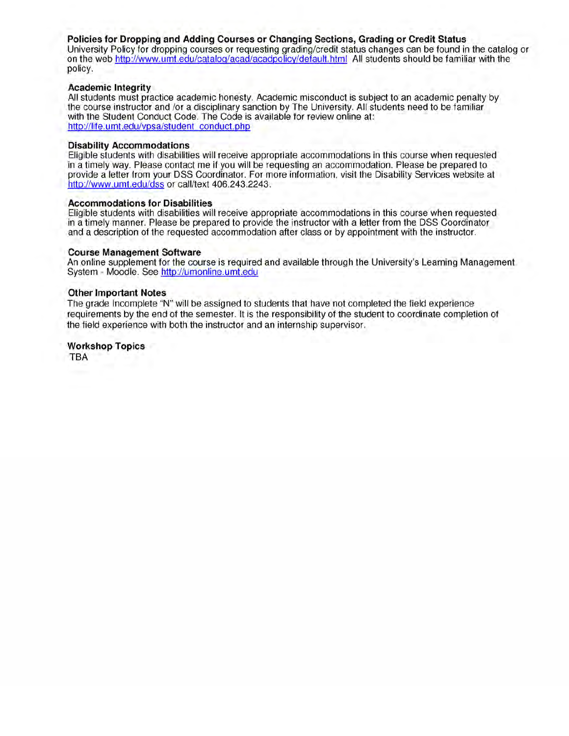**Policies for Dropping and Adding Courses or Changing Sections, Grading or Credit Status**
University Policy for dropping courses or requesting grading/credit status changes can be found in the catalog or on the web http://www.umt.edu/catalog/acad/acadpolicy/default.html All students should be familiar with the policy.

**Academic Integrity**
All students must practice academic honesty. Academic misconduct is subject to an academic penalty by the course instructor and /or a disciplinary sanction by The University. All students need to be familiar with the Student Conduct Code. The Code is available for review online at: http://life.umt.edu/vpsa/student_conduct.php

**Disability Accommodations**
Eligible students with disabilities will receive appropriate accommodations in this course when requested in a timely way. Please contact me if you will be requesting an accommodation. Please be prepared to provide a letter from your DSS Coordinator. For more information, visit the Disability Services website at http://www.umt.edu/dss or call/text 406.243.2243.

**Accommodations for Disabilities**
Eligible students with disabilities will receive appropriate accommodations in this course when requested in a timely manner. Please be prepared to provide the instructor with a letter from the DSS Coordinator and a description of the requested accommodation after class or by appointment with the instructor.

**Course Management Software**
An online supplement for the course is required and available through the University's Learning Management System - Moodle. See http://umonline.umt.edu

**Other Important Notes**
The grade Incomplete "N" will be assigned to students that have not completed the field experience requirements by the end of the semester. It is the responsibility of the student to coordinate completion of the field experience with both the instructor and an internship supervisor.

**Workshop Topics**
TBA